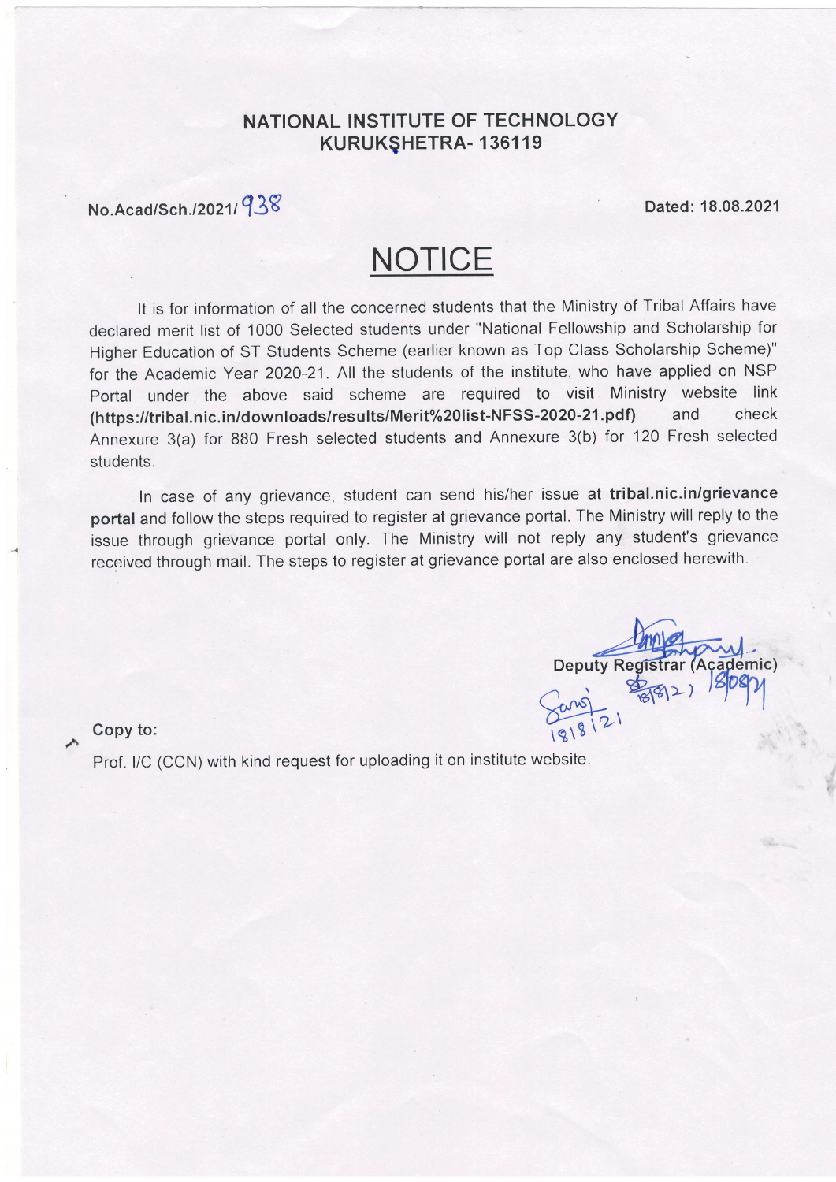**NATIONAL INSTITUTE OF TECHNOLOGY**
**KURUKSHETRA- 136119**

No.Acad/Sch./2021/ 938 Dated: 18.08.2021

# NOTICE

It is for information of all the concerned students that the Ministry of Tribal Affairs have declared merit list of 1000 Selected students under "National Fellowship and Scholarship for Higher Education of ST Students Scheme (earlier known as Top Class Scholarship Scheme)" for the Academic Year 2020-21. All the students of the institute, who have applied on NSP Portal under the above said scheme are required to visit Ministry website link **(https://tribal.nic.in/downloads/results/Merit%20list-NFSS-2020-21.pdf)** and check Annexure 3(a) for 880 Fresh selected students and Annexure 3(b) for 120 Fresh selected students.

In case of any grievance, student can send his/her issue at **tribal.nic.in/grievance portal** and follow the steps required to register at grievance portal. The Ministry will reply to the issue through grievance portal only. The Ministry will not reply any student's grievance received through mail. The steps to register at grievance portal are also enclosed herewith.

Deputy Registrar (Academic)

Copy to:

Prof. I/C (CCN) with kind request for uploading it on institute website.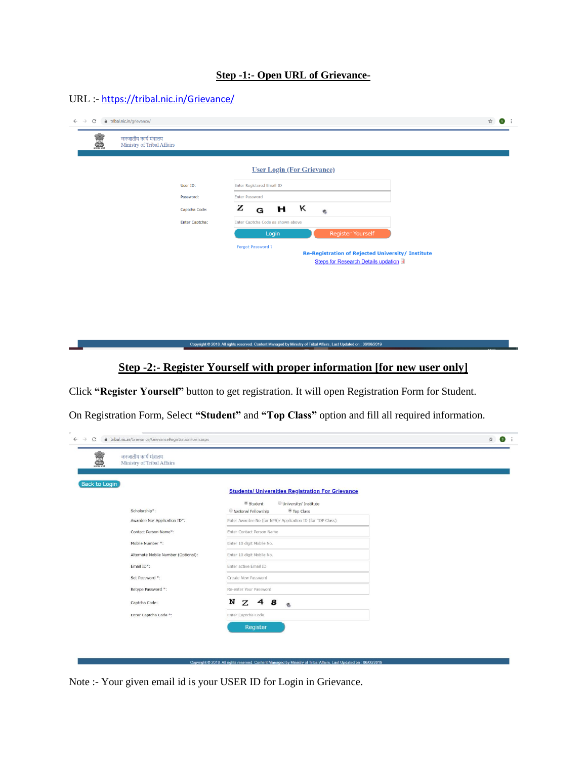**Step -1:- Open URL of Grievance-**

URL :- https://tribal.nic.in/Grievance/

जनजातीय कार्य मंत्रालय
Ministry of Tribal Affairs

User Login (For Grievance)

User ID: Enter Registered Email ID

Password: Enter Password

Captcha Code: Z G H K

Enter Captcha: Enter Captcha Code as shown above

Login | Register Yourself

Forgot Password ?

Re-Registration of Rejected University/ Institute

Steps for Research Details updation

Copyright © 2018. All rights reserved. Content Managed by Ministry of Tribal Affairs, Last Updated on : 06/06/2019

**Step -2:- Register Yourself with proper information [for new user only]**

Click **"Register Yourself"** button to get registration. It will open Registration Form for Student.

On Registration Form, Select **"Student"** and **"Top Class"** option and fill all required information.

जनजातीय कार्य मंत्रालय
Ministry of Tribal Affairs

Back to Login

Students/ Universities Registration For Grievance

Student | University/ Institute

Scholarship*: National Fellowship | Top Class

Awardee No/ Application ID*: Enter Awardee No (for NFS)/ Application ID (for TOP Class)

Contact Person Name*: Enter Contact Person Name

Mobile Number *: Enter 10 digit Mobile No.

Alternate Mobile Number (Optional): Enter 10 digit Mobile No.

Email ID*: Enter active Email ID

Set Password *: Create New Password

Retype Password *: Re-enter Your Password

Captcha Code: N Z 4 8

Enter Captcha Code *: Enter Captcha Code

Register

Copyright © 2018. All rights reserved. Content Managed by Ministry of Tribal Affairs, Last Updated on : 06/06/2019

Note :- Your given email id is your USER ID for Login in Grievance.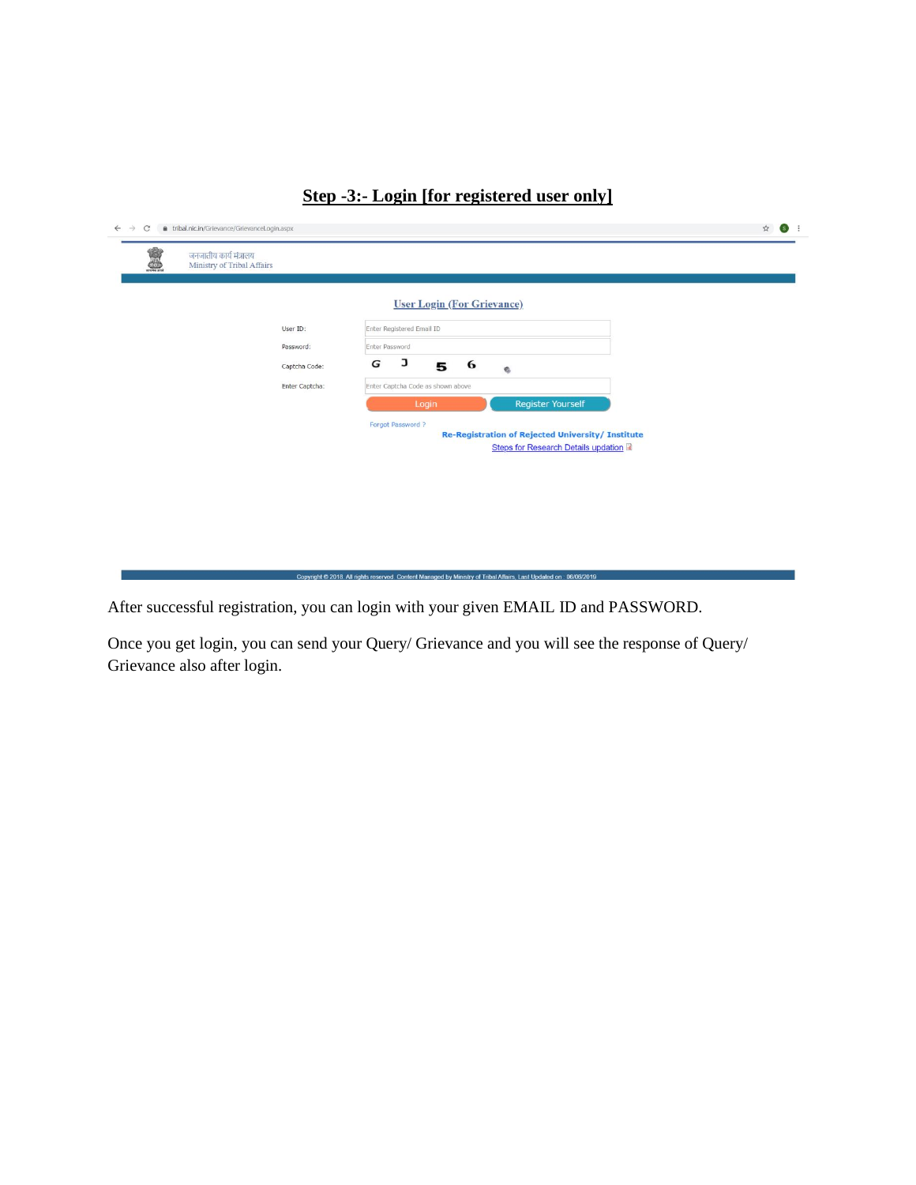## Step -3:- Login [for registered user only]

After successful registration, you can login with your given EMAIL ID and PASSWORD.

Once you get login, you can send your Query/ Grievance and you will see the response of Query/ Grievance also after login.